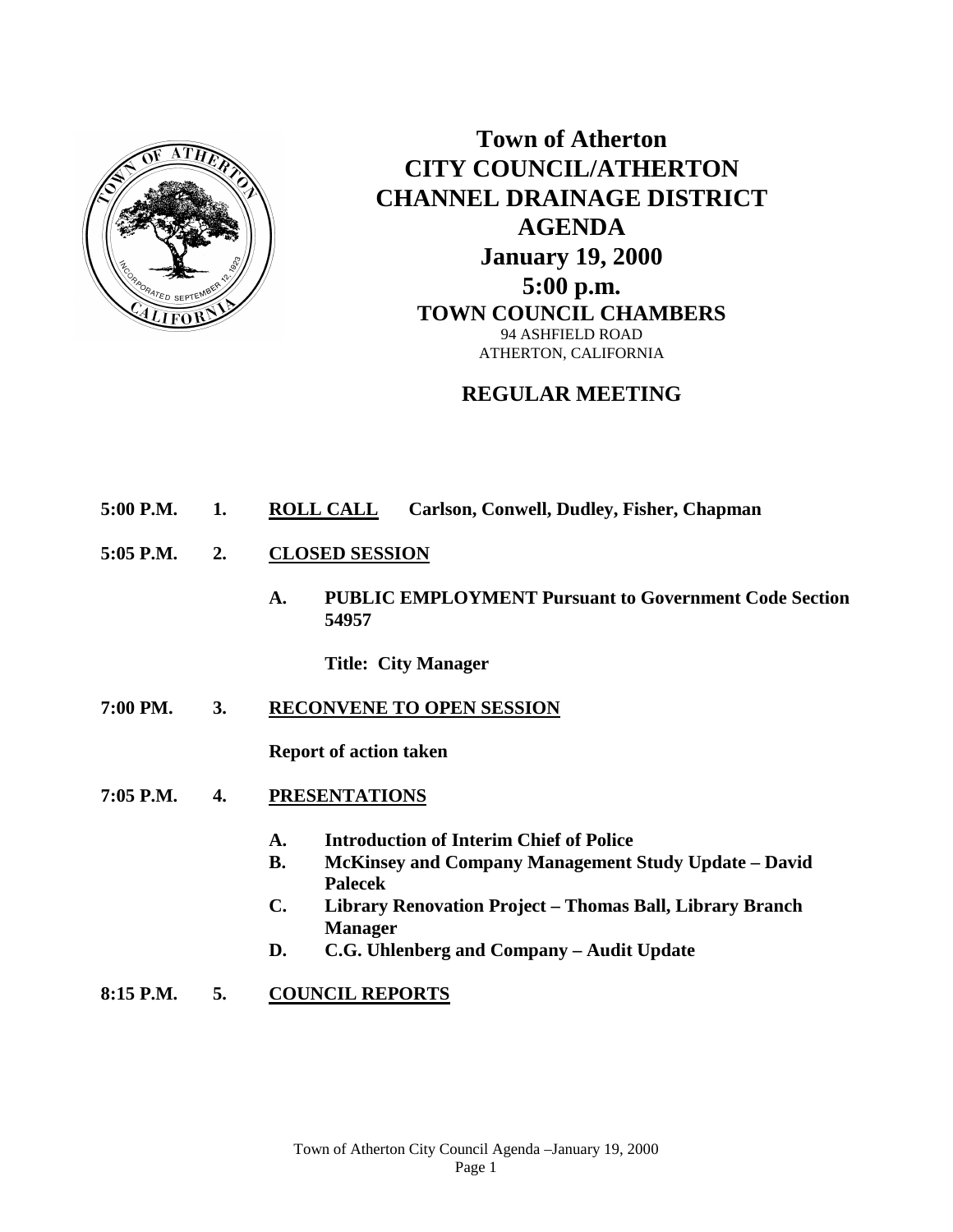# Town of Atherton
# CITY COUNCIL/ATHERTON CHANNEL DRAINAGE DISTRICT
# AGENDA
## January 19, 2000
## 5:00 p.m.
### TOWN COUNCIL CHAMBERS

94 ASHFIELD ROAD
ATHERTON, CALIFORNIA

## REGULAR MEETING

**5:00 P.M.** **1.** **ROLL CALL** **Carlson, Conwell, Dudley, Fisher, Chapman**

**5:05 P.M.** **2.** **CLOSED SESSION**

- **A.** **PUBLIC EMPLOYMENT Pursuant to Government Code Section 54957**

  **Title: City Manager**

**7:00 PM.** **3.** **RECONVENE TO OPEN SESSION**

**Report of action taken**

**7:05 P.M.** **4.** **PRESENTATIONS**

- **A.** **Introduction of Interim Chief of Police**
- **B.** **McKinsey and Company Management Study Update – David Palecek**
- **C.** **Library Renovation Project – Thomas Ball, Library Branch Manager**
- **D.** **C.G. Uhlenberg and Company – Audit Update**

**8:15 P.M.** **5.** **COUNCIL REPORTS**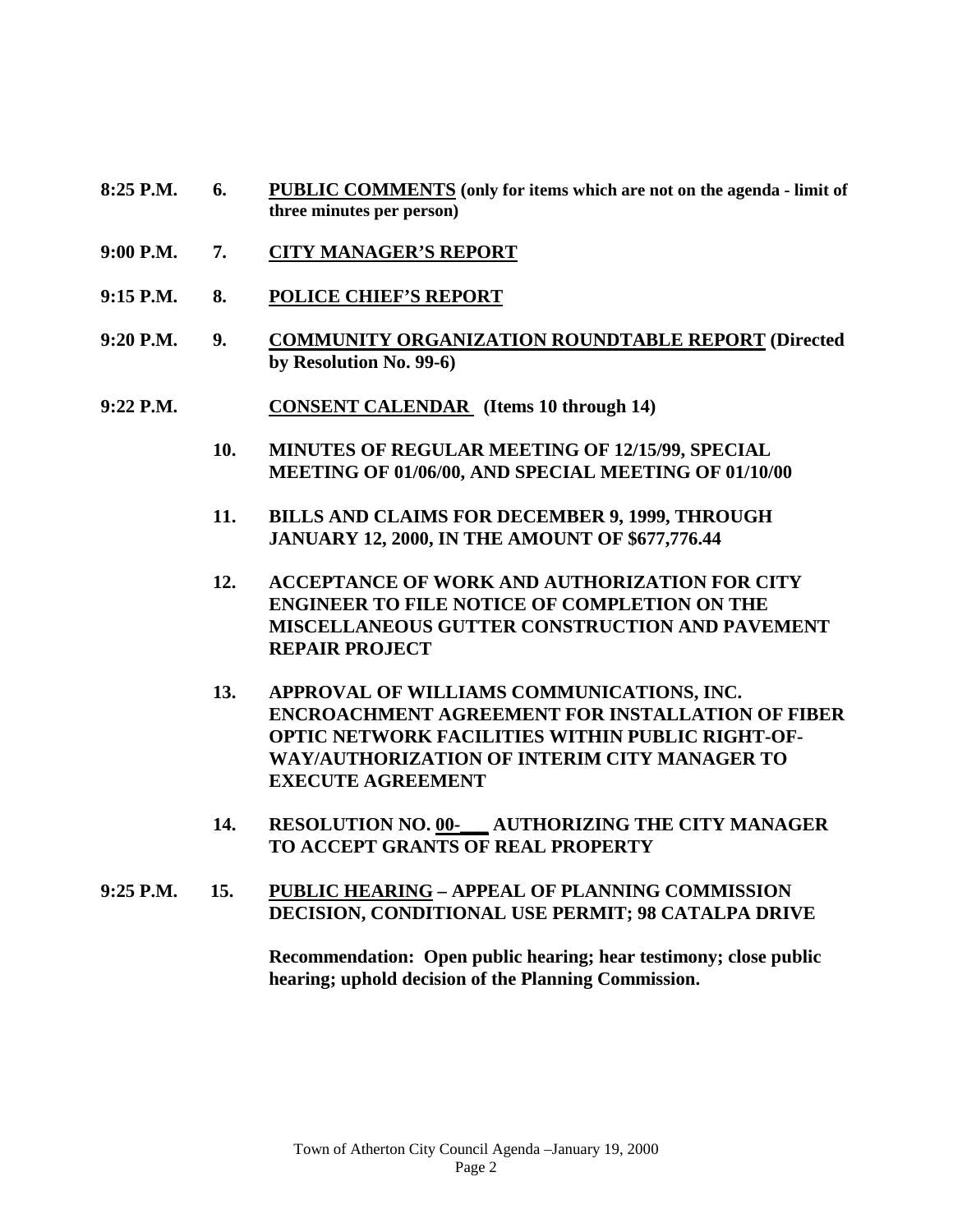**8:25 P.M.** **6.** **PUBLIC COMMENTS (only for items which are not on the agenda - limit of three minutes per person)**

**9:00 P.M.** **7.** **CITY MANAGER'S REPORT**

**9:15 P.M.** **8.** **POLICE CHIEF'S REPORT**

**9:20 P.M.** **9.** **COMMUNITY ORGANIZATION ROUNDTABLE REPORT (Directed by Resolution No. 99-6)**

**9:22 P.M.** **CONSENT CALENDAR (Items 10 through 14)**

**10.** **MINUTES OF REGULAR MEETING OF 12/15/99, SPECIAL MEETING OF 01/06/00, AND SPECIAL MEETING OF 01/10/00**

**11.** **BILLS AND CLAIMS FOR DECEMBER 9, 1999, THROUGH JANUARY 12, 2000, IN THE AMOUNT OF $677,776.44**

**12.** **ACCEPTANCE OF WORK AND AUTHORIZATION FOR CITY ENGINEER TO FILE NOTICE OF COMPLETION ON THE MISCELLANEOUS GUTTER CONSTRUCTION AND PAVEMENT REPAIR PROJECT**

**13.** **APPROVAL OF WILLIAMS COMMUNICATIONS, INC. ENCROACHMENT AGREEMENT FOR INSTALLATION OF FIBER OPTIC NETWORK FACILITIES WITHIN PUBLIC RIGHT-OF-WAY/AUTHORIZATION OF INTERIM CITY MANAGER TO EXECUTE AGREEMENT**

**14.** **RESOLUTION NO. 00-___ AUTHORIZING THE CITY MANAGER TO ACCEPT GRANTS OF REAL PROPERTY**

**9:25 P.M.** **15.** **PUBLIC HEARING – APPEAL OF PLANNING COMMISSION DECISION, CONDITIONAL USE PERMIT; 98 CATALPA DRIVE**

**Recommendation: Open public hearing; hear testimony; close public hearing; uphold decision of the Planning Commission.**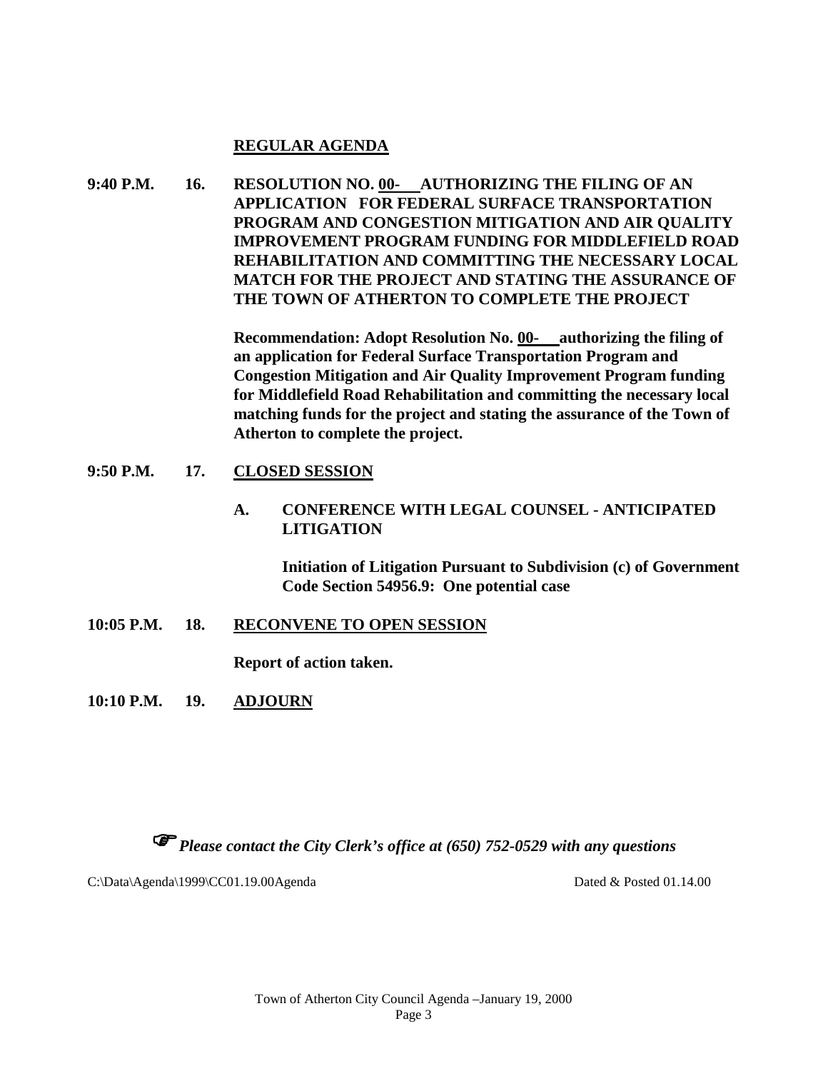## REGULAR AGENDA

**9:40 P.M. 16. RESOLUTION NO. 00-\_\_\_ AUTHORIZING THE FILING OF AN APPLICATION FOR FEDERAL SURFACE TRANSPORTATION PROGRAM AND CONGESTION MITIGATION AND AIR QUALITY IMPROVEMENT PROGRAM FUNDING FOR MIDDLEFIELD ROAD REHABILITATION AND COMMITTING THE NECESSARY LOCAL MATCH FOR THE PROJECT AND STATING THE ASSURANCE OF THE TOWN OF ATHERTON TO COMPLETE THE PROJECT**

**Recommendation: Adopt Resolution No. 00-\_\_\_ authorizing the filing of an application for Federal Surface Transportation Program and Congestion Mitigation and Air Quality Improvement Program funding for Middlefield Road Rehabilitation and committing the necessary local matching funds for the project and stating the assurance of the Town of Atherton to complete the project.**

**9:50 P.M. 17. CLOSED SESSION**

**A. CONFERENCE WITH LEGAL COUNSEL - ANTICIPATED LITIGATION**

**Initiation of Litigation Pursuant to Subdivision (c) of Government Code Section 54956.9: One potential case**

**10:05 P.M. 18. RECONVENE TO OPEN SESSION**

**Report of action taken.**

**10:10 P.M. 19. ADJOURN**

☞ ***Please contact the City Clerk's office at (650) 752-0529 with any questions***

C:\Data\Agenda\1999\CC01.19.00Agenda — Dated & Posted 01.14.00